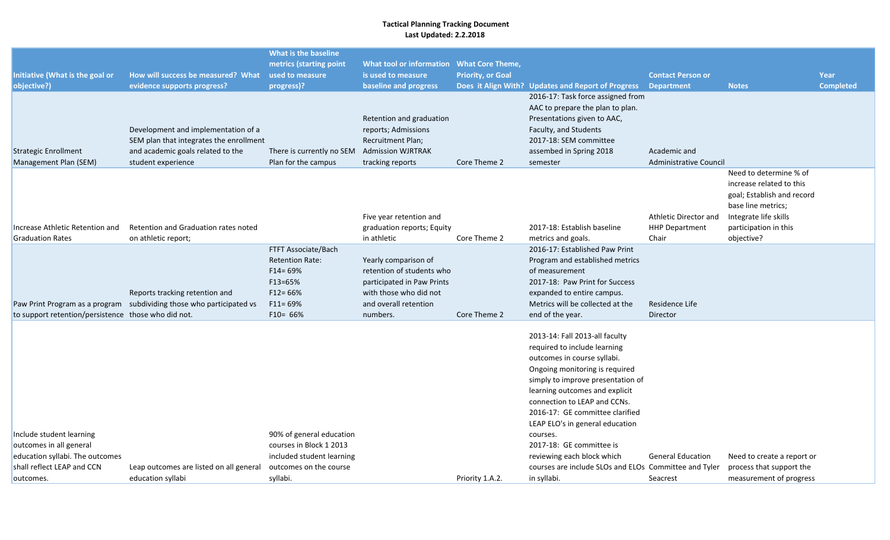**Tactical Planning Tracking Document**
**Last Updated: 2.2.2018**

| Initiative (What is the goal or objective?) | How will success be measured? What evidence supports progress? | What is the baseline metrics (starting point used to measure progress)? | What tool or information is used to measure baseline and progress | What Core Theme, Priority, or Goal Does it Align With? | Updates and Report of Progress | Contact Person or Department | Notes | Year Completed |
|---|---|---|---|---|---|---|---|---|
| Strategic Enrollment Management Plan (SEM) | Development and implementation of a SEM plan that integrates the enrollment and academic goals related to the student experience | There is currently no SEM Plan for the campus | Retention and graduation reports; Admissions Recruitment Plan; Admission WJRTRAK tracking reports | Core Theme 2 | 2016-17: Task force assigned from AAC to prepare the plan to plan. Presentations given to AAC, Faculty, and Students<br>2017-18: SEM committee assembed in Spring 2018 semester | Academic and Administrative Council | | |
| Increase Athletic Retention and Graduation Rates | Retention and Graduation rates noted on athletic report; | | Five year retention and graduation reports; Equity in athletic | Core Theme 2 | 2017-18: Establish baseline metrics and goals. | Athletic Director and HHP Department Chair | Need to determine % of increase related to this goal; Establish and record base line metrics; Integrate life skills participation in this objective? | |
| Paw Print Program as a program to support retention/persistence | Reports tracking retention and subdividing those who participated vs those who did not. | FTFT Associate/Bach Retention Rate:<br>F14= 69%<br>F13=65%<br>F12= 66%<br>F11= 69%<br>F10= 66% | Yearly comparison of retention of students who participated in Paw Prints with those who did not and overall retention numbers. | Core Theme 2 | 2016-17: Established Paw Print Program and established metrics of measurement<br>2017-18: Paw Print for Success expanded to entire campus. Metrics will be collected at the end of the year. | Residence Life Director | | |
| Include student learning outcomes in all general education syllabi. The outcomes shall reflect LEAP and CCN outcomes. | Leap outcomes are listed on all general education syllabi | 90% of general education courses in Block 1 2013 included student learning outcomes on the course syllabi. | | Priority 1.A.2. | 2013-14: Fall 2013-all faculty required to include learning outcomes in course syllabi. Ongoing monitoring is required simply to improve presentation of learning outcomes and explicit connection to LEAP and CCNs.<br>2016-17: GE committee clarified LEAP ELO's in general education courses.<br>2017-18: GE committee is reviewing each block which courses are include SLOs and ELOs in syllabi. | General Education Committee and Tyler Seacrest | Need to create a report or process that support the measurement of progress | |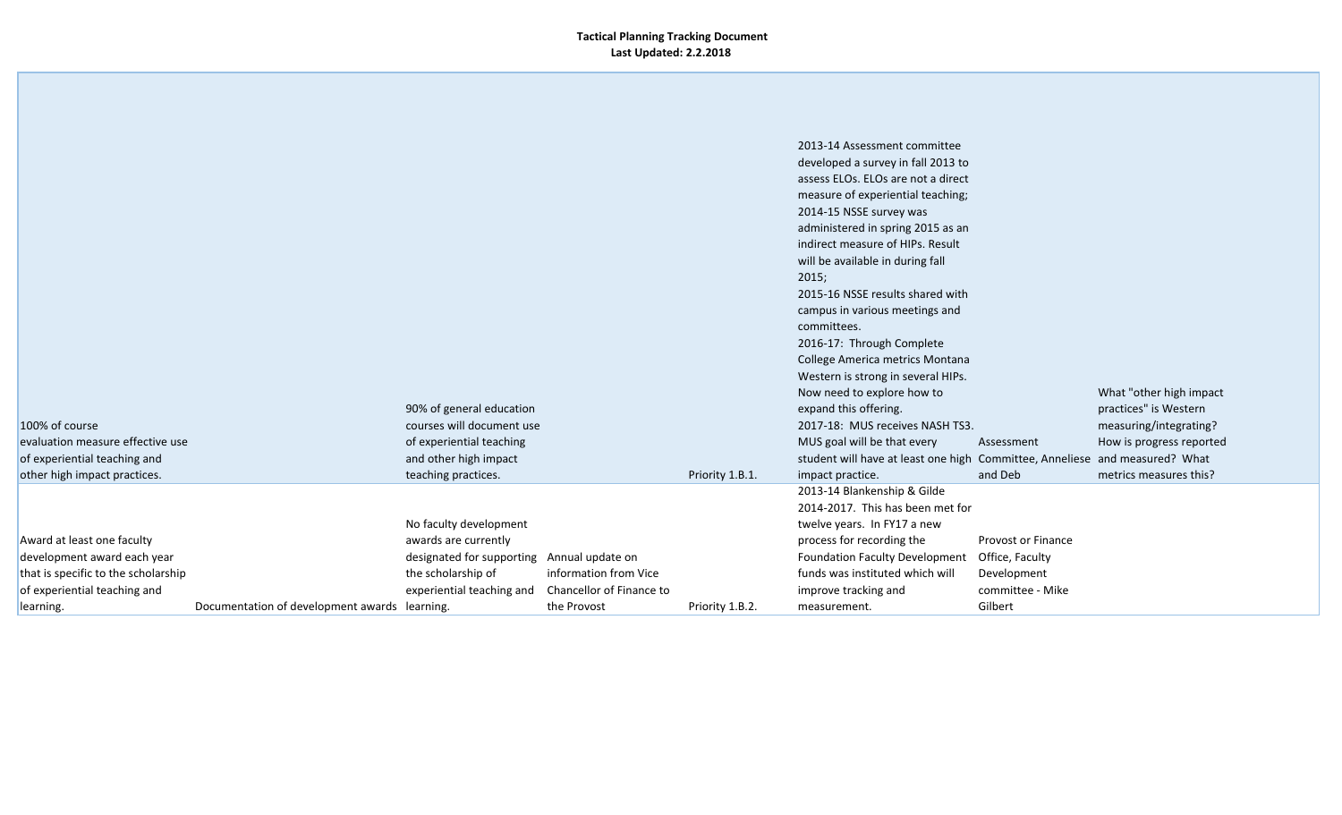**Tactical Planning Tracking Document**
**Last Updated: 2.2.2018**

| | | | | | | | |
|---|---|---|---|---|---|---|---|
| 100% of course evaluation measure effective use of experiential teaching and other high impact practices. | | 90% of general education courses will document use of experiential teaching and other high impact teaching practices. | | Priority 1.B.1. | 2013-14 Assessment committee developed a survey in fall 2013 to assess ELOs. ELOs are not a direct measure of experiential teaching; 2014-15 NSSE survey was administered in spring 2015 as an indirect measure of HIPs. Result will be available in during fall 2015; 2015-16 NSSE results shared with campus in various meetings and committees. 2016-17: Through Complete College America metrics Montana Western is strong in several HIPs. Now need to explore how to expand this offering. 2017-18: MUS receives NASH TS3. MUS goal will be that every student will have at least one high impact practice. | Assessment Committee, Anneliese and Deb | What "other high impact practices" is Western measuring/integrating? How is progress reported and measured? What metrics measures this? |
| Award at least one faculty development award each year that is specific to the scholarship of experiential teaching and learning. | Documentation of development awards | No faculty development awards are currently designated for supporting the scholarship of experiential teaching and learning. | Annual update on information from Vice Chancellor of Finance to the Provost | Priority 1.B.2. | 2013-14 Blankenship & Gilde 2014-2017. This has been met for twelve years. In FY17 a new process for recording the Foundation Faculty Development funds was instituted which will improve tracking and measurement. | Provost or Finance Office, Faculty Development committee - Mike Gilbert | |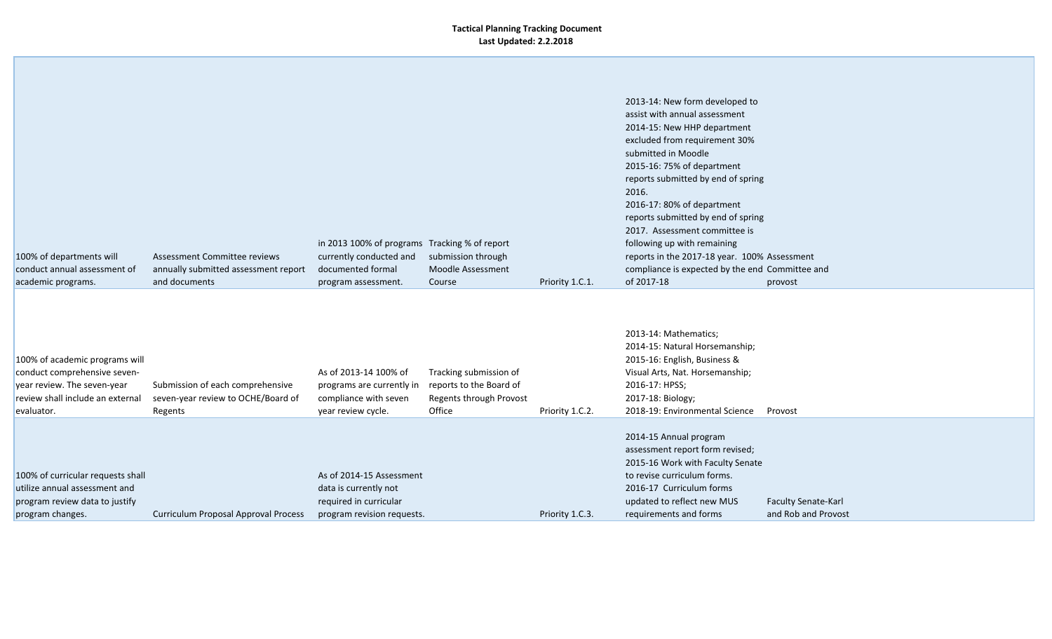**Tactical Planning Tracking Document**
**Last Updated: 2.2.2018**

| | | | | | | |
|---|---|---|---|---|---|---|
| 100% of departments will conduct annual assessment of academic programs. | Assessment Committee reviews annually submitted assessment report and documents | in 2013 100% of programs currently conducted and documented formal program assessment. | Tracking % of report submission through Moodle Assessment Course | Priority 1.C.1. | 2013-14: New form developed to assist with annual assessment<br>2014-15: New HHP department excluded from requirement 30% submitted in Moodle<br>2015-16: 75% of department reports submitted by end of spring 2016.<br>2016-17: 80% of department reports submitted by end of spring 2017. Assessment committee is following up with remaining reports in the 2017-18 year. 100% compliance is expected by the end of 2017-18 | Assessment Committee and provost |
| 100% of academic programs will conduct comprehensive seven-year review. The seven-year review shall include an external evaluator. | Submission of each comprehensive seven-year review to OCHE/Board of Regents | As of 2013-14 100% of programs are currently in compliance with seven year review cycle. | Tracking submission of reports to the Board of Regents through Provost Office | Priority 1.C.2. | 2013-14: Mathematics;<br>2014-15: Natural Horsemanship;<br>2015-16: English, Business & Visual Arts, Nat. Horsemanship;<br>2016-17: HPSS;<br>2017-18: Biology;<br>2018-19: Environmental Science | Provost |
| 100% of curricular requests shall utilize annual assessment and program review data to justify program changes. | Curriculum Proposal Approval Process | As of 2014-15 Assessment data is currently not required in curricular program revision requests. | | Priority 1.C.3. | 2014-15 Annual program assessment report form revised;<br>2015-16 Work with Faculty Senate to revise curriculum forms.<br>2016-17 Curriculum forms updated to reflect new MUS requirements and forms | Faculty Senate-Karl and Rob and Provost |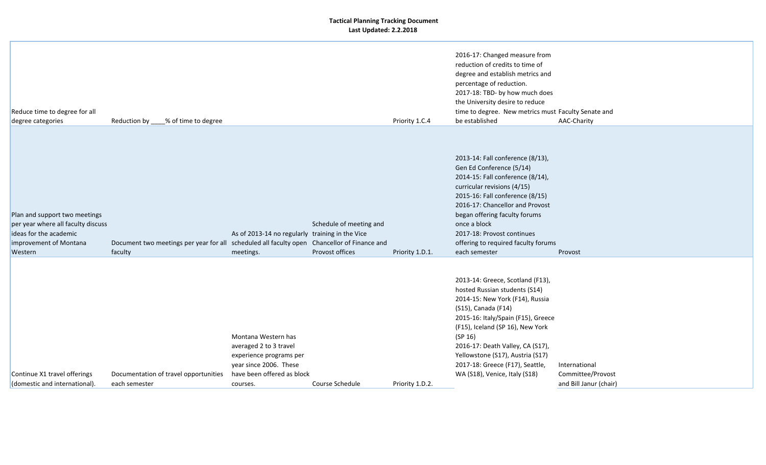**Tactical Planning Tracking Document**
**Last Updated: 2.2.2018**

| | | | | | | |
|---|---|---|---|---|---|---|
| Reduce time to degree for all degree categories | Reduction by ____% of time to degree | | | Priority 1.C.4 | 2016-17: Changed measure from reduction of credits to time of degree and establish metrics and percentage of reduction.<br>2017-18: TBD- by how much does the University desire to reduce time to degree. New metrics must be established | Faculty Senate and AAC-Charity |
| Plan and support two meetings per year where all faculty discuss ideas for the academic improvement of Montana Western | Document two meetings per year for all faculty | As of 2013-14 no regularly scheduled all faculty open meetings. | Schedule of meeting and training in the Vice Chancellor of Finance and Provost offices | Priority 1.D.1. | 2013-14: Fall conference (8/13), Gen Ed Conference (5/14)<br>2014-15: Fall conference (8/14), curricular revisions (4/15)<br>2015-16: Fall conference (8/15)<br>2016-17: Chancellor and Provost began offering faculty forums once a block<br>2017-18: Provost continues offering to required faculty forums each semester | Provost |
| Continue X1 travel offerings (domestic and international). | Documentation of travel opportunities each semester | Montana Western has averaged 2 to 3 travel experience programs per year since 2006. These have been offered as block courses. | Course Schedule | Priority 1.D.2. | 2013-14: Greece, Scotland (F13), hosted Russian students (S14)<br>2014-15: New York (F14), Russia (S15), Canada (F14)<br>2015-16: Italy/Spain (F15), Greece (F15), Iceland (SP 16), New York (SP 16)<br>2016-17: Death Valley, CA (S17), Yellowstone (S17), Austria (S17)<br>2017-18: Greece (F17), Seattle, WA (S18), Venice, Italy (S18) | International Committee/Provost and Bill Janur (chair) |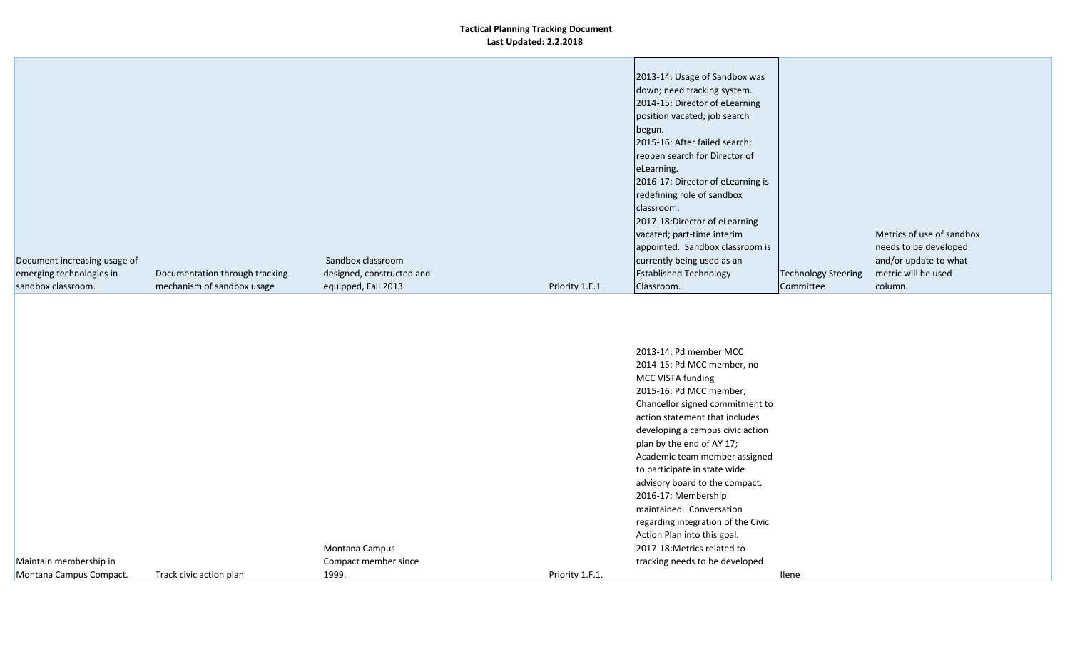**Tactical Planning Tracking Document**
**Last Updated: 2.2.2018**

| | | | | | | |
|---|---|---|---|---|---|---|
| Document increasing usage of emerging technologies in sandbox classroom. | Documentation through tracking mechanism of sandbox usage | Sandbox classroom designed, constructed and equipped, Fall 2013. | Priority 1.E.1 | 2013-14: Usage of Sandbox was down; need tracking system.<br>2014-15: Director of eLearning position vacated; job search begun.<br>2015-16: After failed search; reopen search for Director of eLearning.<br>2016-17: Director of eLearning is redefining role of sandbox classroom.<br>2017-18:Director of eLearning vacated; part-time interim appointed. Sandbox classroom is currently being used as an Established Technology Classroom. | Technology Steering Committee | Metrics of use of sandbox needs to be developed and/or update to what metric will be used column. |
| Maintain membership in Montana Campus Compact. | Track civic action plan | Montana Campus Compact member since 1999. | Priority 1.F.1. | 2013-14: Pd member MCC<br>2014-15: Pd MCC member, no MCC VISTA funding<br>2015-16: Pd MCC member; Chancellor signed commitment to action statement that includes developing a campus civic action plan by the end of AY 17; Academic team member assigned to participate in state wide advisory board to the compact.<br>2016-17: Membership maintained. Conversation regarding integration of the Civic Action Plan into this goal.<br>2017-18:Metrics related to tracking needs to be developed | Ilene | |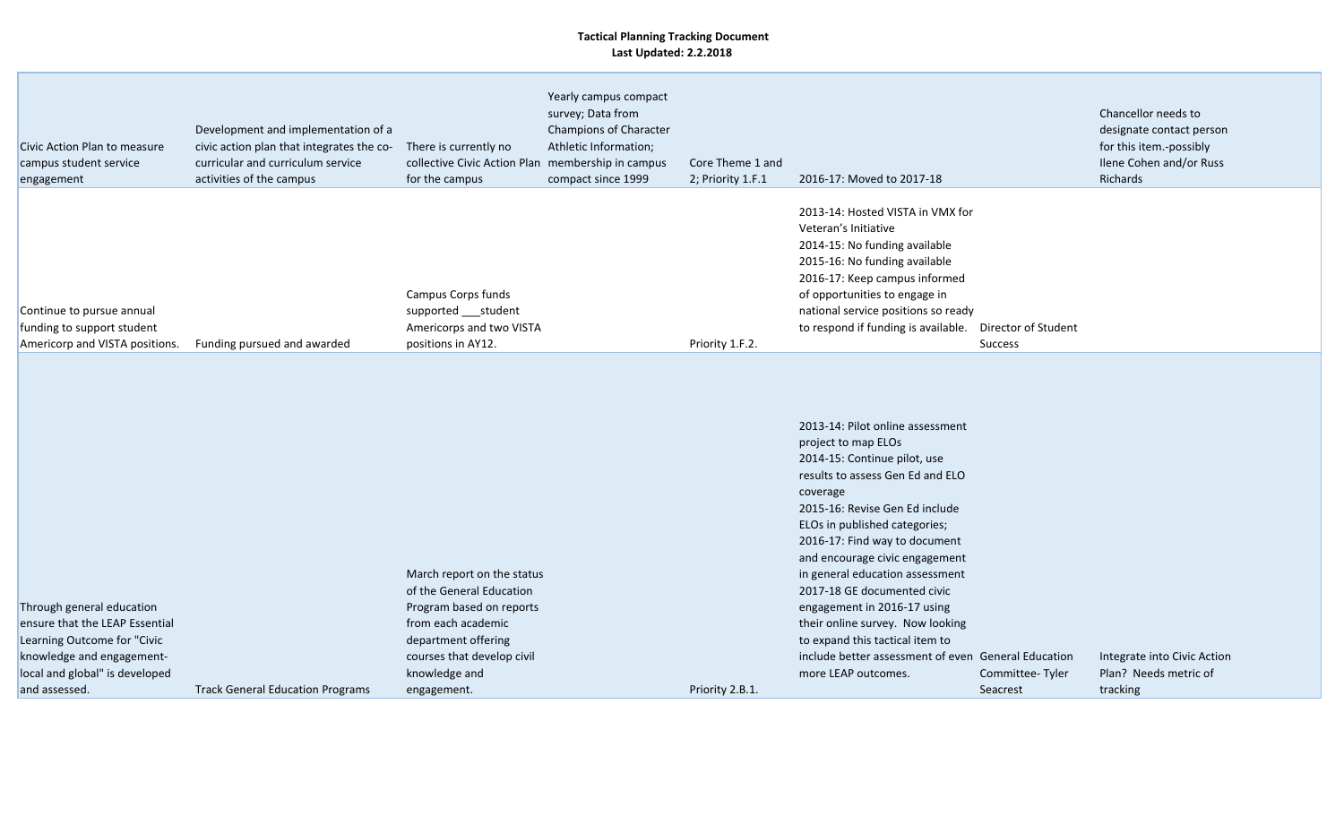**Tactical Planning Tracking Document**
**Last Updated: 2.2.2018**

| | | | | | | | |
|---|---|---|---|---|---|---|---|
| Civic Action Plan to measure campus student service engagement | Development and implementation of a civic action plan that integrates the co-curricular and curriculum service activities of the campus | There is currently no collective Civic Action Plan for the campus | Yearly campus compact survey; Data from Champions of Character Athletic Information; membership in campus compact since 1999 | Core Theme 1 and 2; Priority 1.F.1 | 2016-17: Moved to 2017-18 | | Chancellor needs to designate contact person for this item.-possibly Ilene Cohen and/or Russ Richards |
| Continue to pursue annual funding to support student Americorp and VISTA positions. | Funding pursued and awarded | Campus Corps funds supported ___student Americorps and two VISTA positions in AY12. | | Priority 1.F.2. | 2013-14: Hosted VISTA in VMX for Veteran's Initiative<br>2014-15: No funding available<br>2015-16: No funding available<br>2016-17: Keep campus informed of opportunities to engage in national service positions so ready to respond if funding is available. | Director of Student Success | |
| Through general education ensure that the LEAP Essential Learning Outcome for "Civic knowledge and engagement- local and global" is developed and assessed. | Track General Education Programs | March report on the status of the General Education Program based on reports from each academic department offering courses that develop civil knowledge and engagement. | | Priority 2.B.1. | 2013-14: Pilot online assessment project to map ELOs<br>2014-15: Continue pilot, use results to assess Gen Ed and ELO coverage<br>2015-16: Revise Gen Ed include ELOs in published categories;<br>2016-17: Find way to document and encourage civic engagement in general education assessment<br>2017-18 GE documented civic engagement in 2016-17 using their online survey. Now looking to expand this tactical item to include better assessment of even more LEAP outcomes. | General Education Committee- Tyler Seacrest | Integrate into Civic Action Plan? Needs metric of tracking |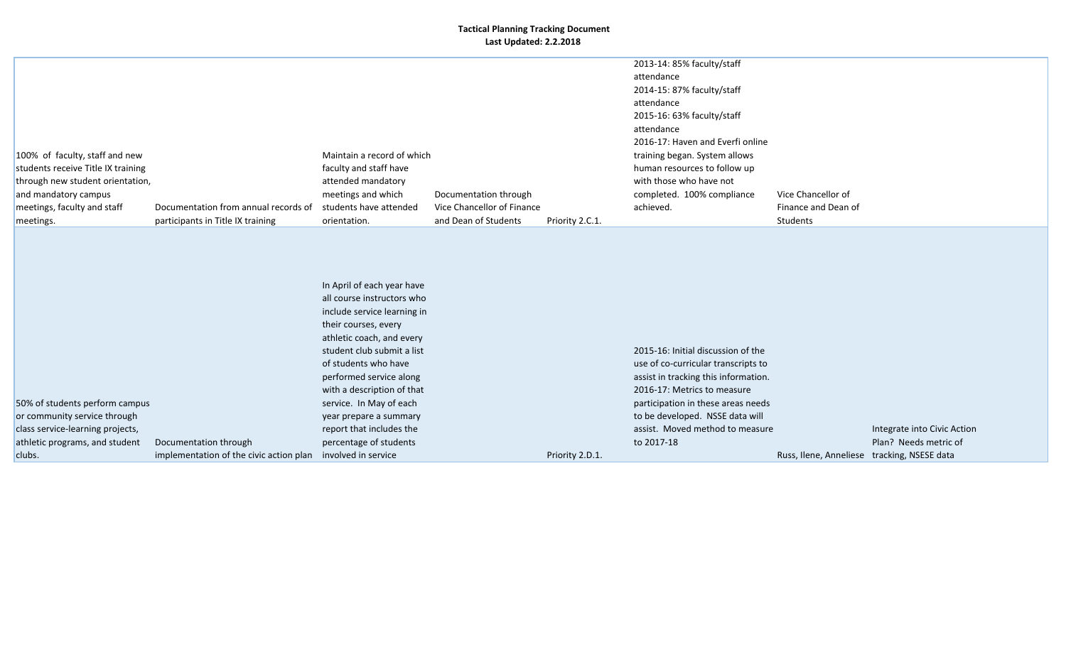**Tactical Planning Tracking Document**
**Last Updated: 2.2.2018**

| | | | | | | | |
|---|---|---|---|---|---|---|---|
| 100% of faculty, staff and new students receive Title IX training through new student orientation, and mandatory campus meetings, faculty and staff meetings. | Documentation from annual records of participants in Title IX training | Maintain a record of which faculty and staff have attended mandatory meetings and which students have attended orientation. | Documentation through Vice Chancellor of Finance and Dean of Students | Priority 2.C.1. | 2013-14: 85% faculty/staff attendance<br>2014-15: 87% faculty/staff attendance<br>2015-16: 63% faculty/staff attendance<br>2016-17: Haven and Everfi online training began. System allows human resources to follow up with those who have not completed. 100% compliance achieved. | Vice Chancellor of Finance and Dean of Students | |
| 50% of students perform campus or community service through class service-learning projects, athletic programs, and student clubs. | Documentation through implementation of the civic action plan | In April of each year have all course instructors who include service learning in their courses, every athletic coach, and every student club submit a list of students who have performed service along with a description of that service. In May of each year prepare a summary report that includes the percentage of students involved in service | | Priority 2.D.1. | 2015-16: Initial discussion of the use of co-curricular transcripts to assist in tracking this information.<br>2016-17: Metrics to measure participation in these areas needs to be developed. NSSE data will assist. Moved method to measure to 2017-18 | Russ, Ilene, Anneliese | Integrate into Civic Action Plan? Needs metric of tracking, NSESE data |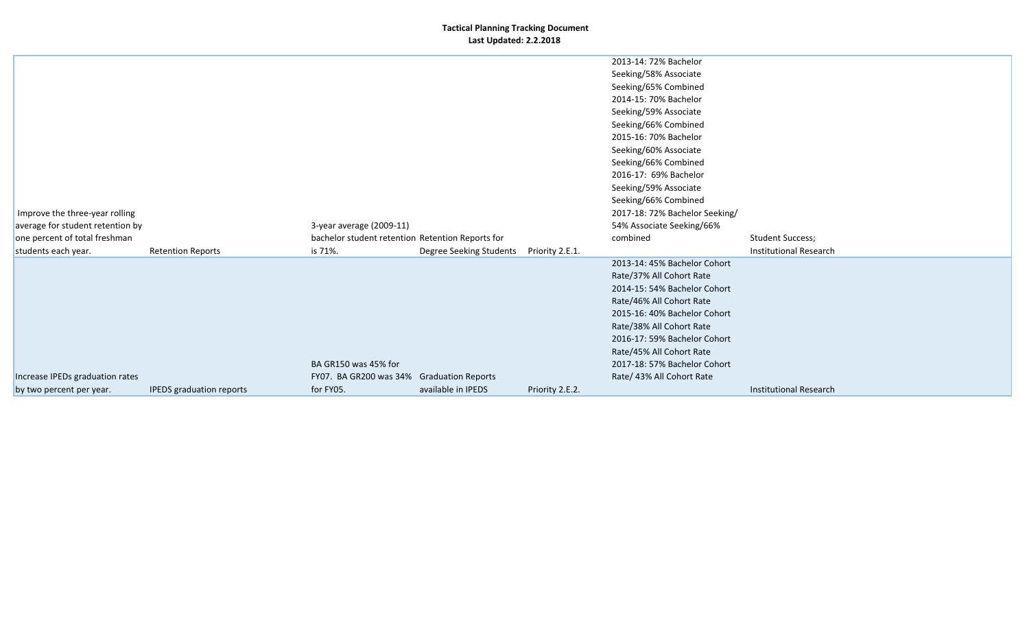**Tactical Planning Tracking Document**
**Last Updated: 2.2.2018**

| | | | | | | |
|---|---|---|---|---|---|---|
| Improve the three-year rolling average for student retention by one percent of total freshman students each year. | Retention Reports | 3-year average (2009-11) bachelor student retention is 71%. | Retention Reports for Degree Seeking Students | Priority 2.E.1. | 2013-14: 72% Bachelor Seeking/58% Associate Seeking/65% Combined<br>2014-15: 70% Bachelor Seeking/59% Associate Seeking/66% Combined<br>2015-16: 70% Bachelor Seeking/60% Associate Seeking/66% Combined<br>2016-17: 69% Bachelor Seeking/59% Associate Seeking/66% Combined<br>2017-18: 72% Bachelor Seeking/ 54% Associate Seeking/66% combined | Student Success; Institutional Research |
| Increase IPEDs graduation rates by two percent per year. | IPEDS graduation reports | BA GR150 was 45% for FY07. BA GR200 was 34% for FY05. | Graduation Reports available in IPEDS | Priority 2.E.2. | 2013-14: 45% Bachelor Cohort Rate/37% All Cohort Rate<br>2014-15: 54% Bachelor Cohort Rate/46% All Cohort Rate<br>2015-16: 40% Bachelor Cohort Rate/38% All Cohort Rate<br>2016-17: 59% Bachelor Cohort Rate/45% All Cohort Rate<br>2017-18: 57% Bachelor Cohort Rate/ 43% All Cohort Rate | Institutional Research |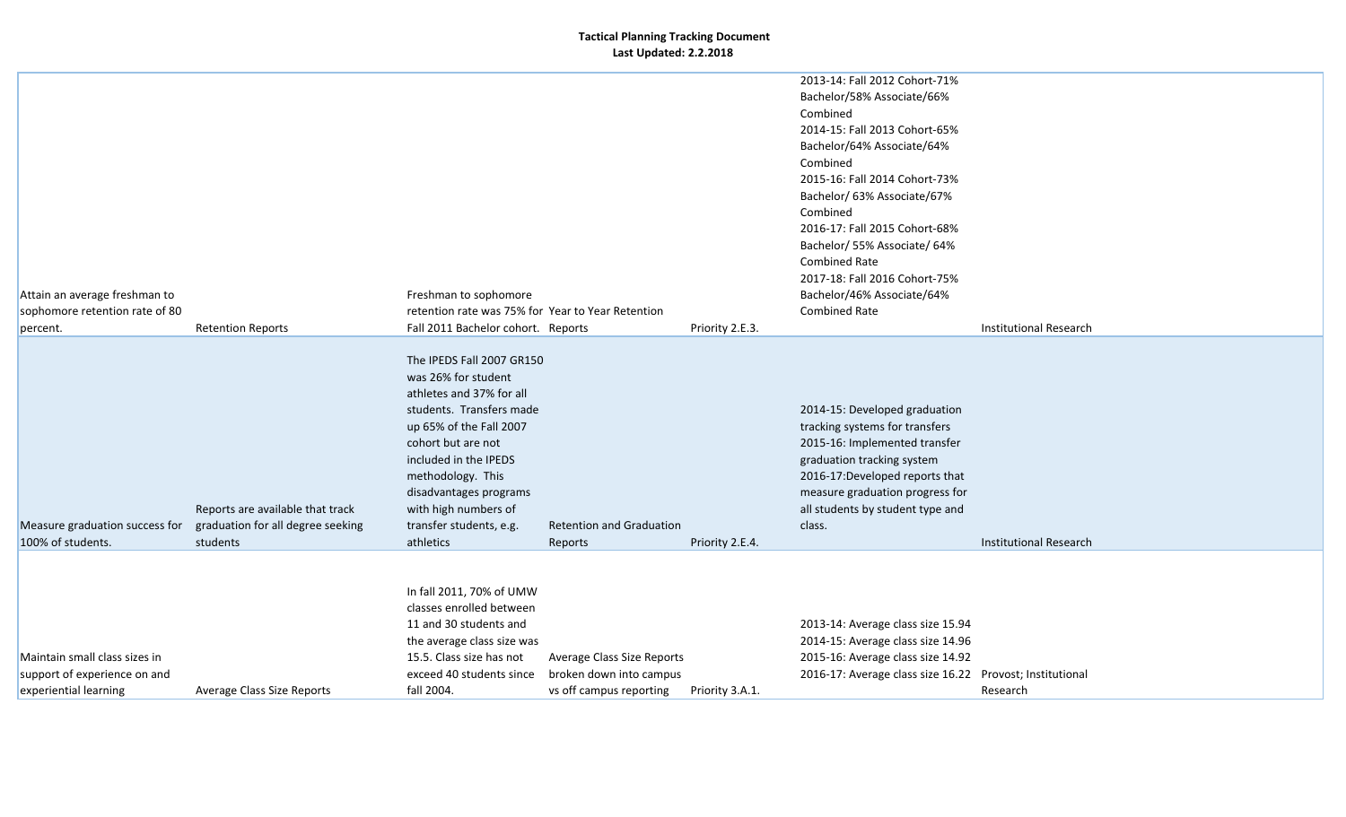**Tactical Planning Tracking Document**
**Last Updated: 2.2.2018**

| | | | | | | |
|---|---|---|---|---|---|---|
| Attain an average freshman to sophomore retention rate of 80 percent. | Retention Reports | Freshman to sophomore retention rate was 75% for Fall 2011 Bachelor cohort. | Year to Year Retention Reports | Priority 2.E.3. | 2013-14: Fall 2012 Cohort-71% Bachelor/58% Associate/66% Combined<br>2014-15: Fall 2013 Cohort-65% Bachelor/64% Associate/64% Combined<br>2015-16: Fall 2014 Cohort-73% Bachelor/ 63% Associate/67% Combined<br>2016-17: Fall 2015 Cohort-68% Bachelor/ 55% Associate/ 64% Combined Rate<br>2017-18: Fall 2016 Cohort-75% Bachelor/46% Associate/64% Combined Rate | Institutional Research |
| Measure graduation success for 100% of students. | Reports are available that track graduation for all degree seeking students | The IPEDS Fall 2007 GR150 was 26% for student athletes and 37% for all students. Transfers made up 65% of the Fall 2007 cohort but are not included in the IPEDS methodology. This disadvantages programs with high numbers of transfer students, e.g. athletics | Retention and Graduation Reports | Priority 2.E.4. | 2014-15: Developed graduation tracking systems for transfers<br>2015-16: Implemented transfer graduation tracking system<br>2016-17:Developed reports that measure graduation progress for all students by student type and class. | Institutional Research |
| Maintain small class sizes in support of experience on and experiential learning | Average Class Size Reports | In fall 2011, 70% of UMW classes enrolled between 11 and 30 students and the average class size was 15.5. Class size has not exceed 40 students since fall 2004. | Average Class Size Reports broken down into campus vs off campus reporting | Priority 3.A.1. | 2013-14: Average class size 15.94<br>2014-15: Average class size 14.96<br>2015-16: Average class size 14.92<br>2016-17: Average class size 16.22 | Provost; Institutional Research |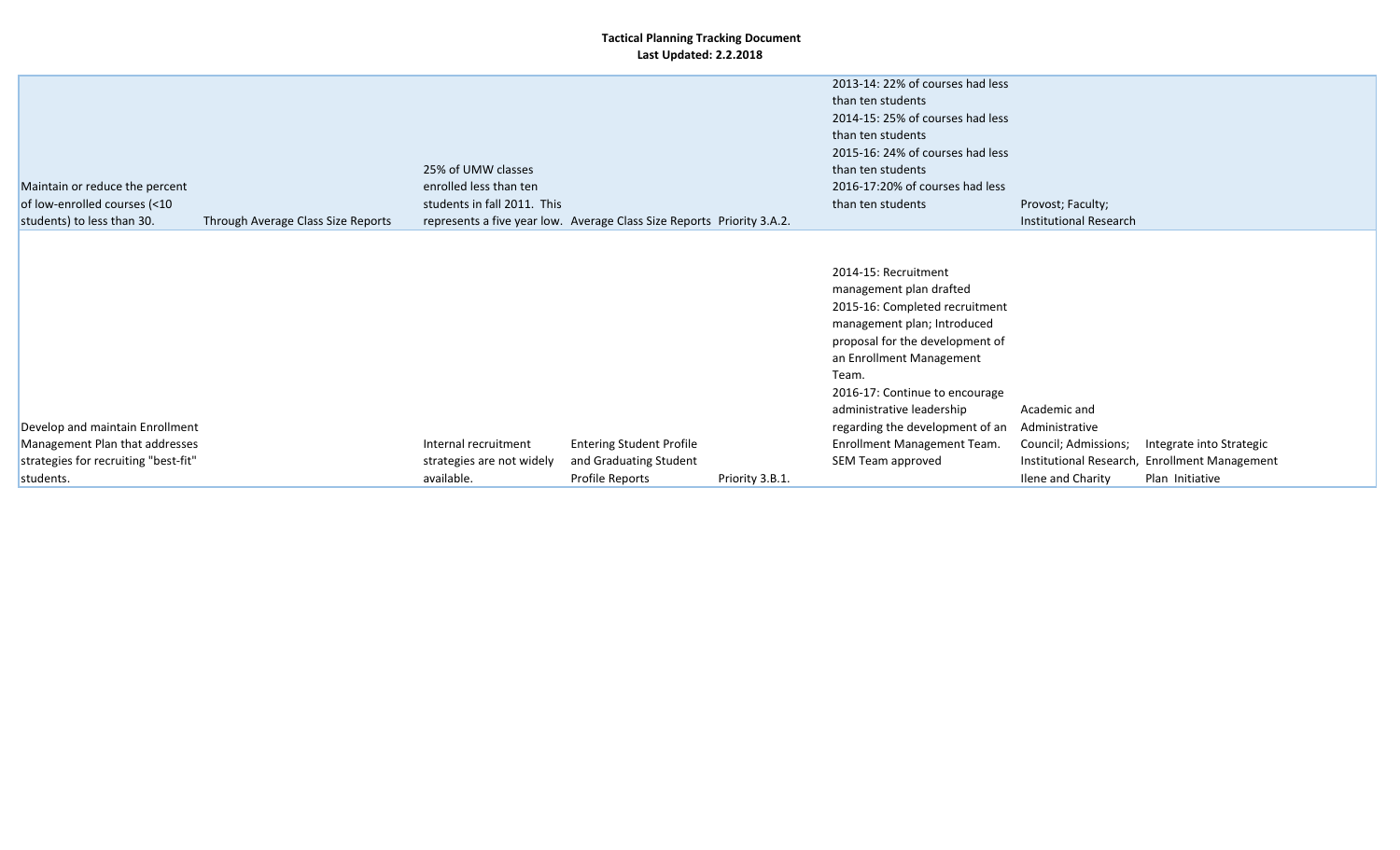**Tactical Planning Tracking Document**
**Last Updated: 2.2.2018**

| | | | | | | | |
|---|---|---|---|---|---|---|---|
| Maintain or reduce the percent of low-enrolled courses (<10 students) to less than 30. | Through Average Class Size Reports | 25% of UMW classes enrolled less than ten students in fall 2011. This represents a five year low. | Average Class Size Reports | Priority 3.A.2. | 2013-14: 22% of courses had less than ten students<br>2014-15: 25% of courses had less than ten students<br>2015-16: 24% of courses had less than ten students<br>2016-17:20% of courses had less than ten students | Provost; Faculty; Institutional Research | |
| Develop and maintain Enrollment Management Plan that addresses strategies for recruiting "best-fit" students. | | Internal recruitment strategies are not widely available. | Entering Student Profile and Graduating Student Profile Reports | Priority 3.B.1. | 2014-15: Recruitment management plan drafted<br>2015-16: Completed recruitment management plan; Introduced proposal for the development of an Enrollment Management Team.<br>2016-17: Continue to encourage administrative leadership regarding the development of an Enrollment Management Team. SEM Team approved | Academic and Administrative Council; Admissions; Institutional Research, Ilene and Charity | Integrate into Strategic Enrollment Management Plan Initiative |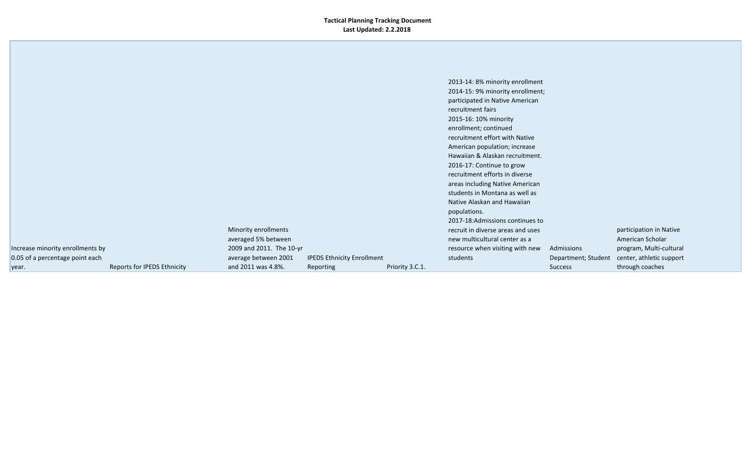**Tactical Planning Tracking Document**
**Last Updated: 2.2.2018**

| | | | | | | | |
|---|---|---|---|---|---|---|---|
| Increase minority enrollments by 0.05 of a percentage point each year. | Reports for IPEDS Ethnicity | Minority enrollments averaged 5% between 2009 and 2011. The 10-yr average between 2001 and 2011 was 4.8%. | IPEDS Ethnicity Enrollment Reporting | Priority 3.C.1. | 2013-14: 8% minority enrollment<br>2014-15: 9% minority enrollment; participated in Native American recruitment fairs<br>2015-16: 10% minority enrollment; continued recruitment effort with Native American population; increase Hawaiian & Alaskan recruitment.<br>2016-17: Continue to grow recruitment efforts in diverse areas including Native American students in Montana as well as Native Alaskan and Hawaiian populations.<br>2017-18:Admissions continues to recruit in diverse areas and uses new multicultural center as a resource when visiting with new students | Admissions Department; Student Success | participation in Native American Scholar program, Multi-cultural center, athletic support through coaches |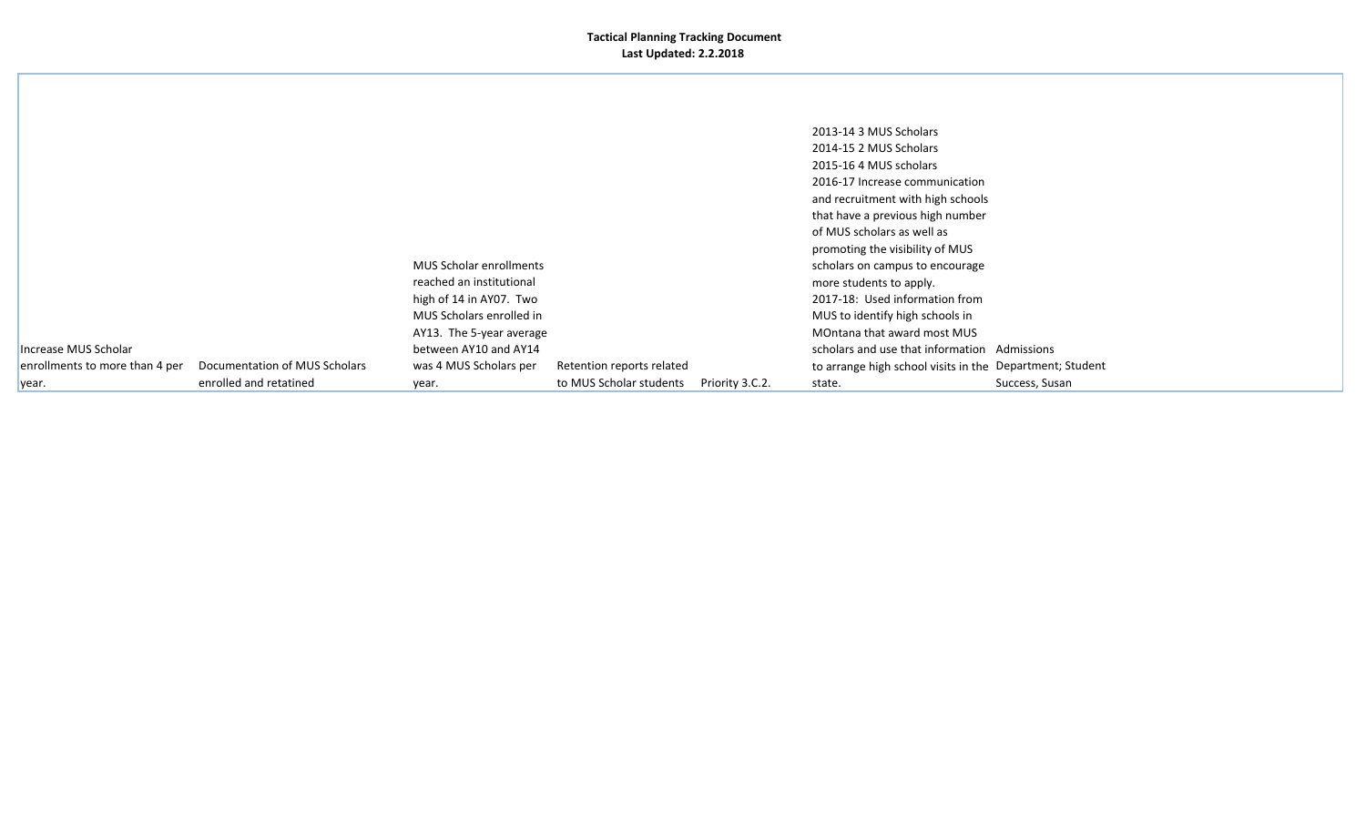**Tactical Planning Tracking Document**
**Last Updated: 2.2.2018**

| | | | | | | |
|---|---|---|---|---|---|---|
| Increase MUS Scholar enrollments to more than 4 per year. | Documentation of MUS Scholars enrolled and retatined | MUS Scholar enrollments reached an institutional high of 14 in AY07. Two MUS Scholars enrolled in AY13. The 5-year average between AY10 and AY14 was 4 MUS Scholars per year. | Retention reports related to MUS Scholar students | Priority 3.C.2. | 2013-14 3 MUS Scholars<br>2014-15 2 MUS Scholars<br>2015-16 4 MUS scholars<br>2016-17 Increase communication and recruitment with high schools that have a previous high number of MUS scholars as well as promoting the visibility of MUS scholars on campus to encourage more students to apply.<br>2017-18: Used information from MUS to identify high schools in MOntana that award most MUS scholars and use that information to arrange high school visits in the state. | Admissions Department; Student Success, Susan |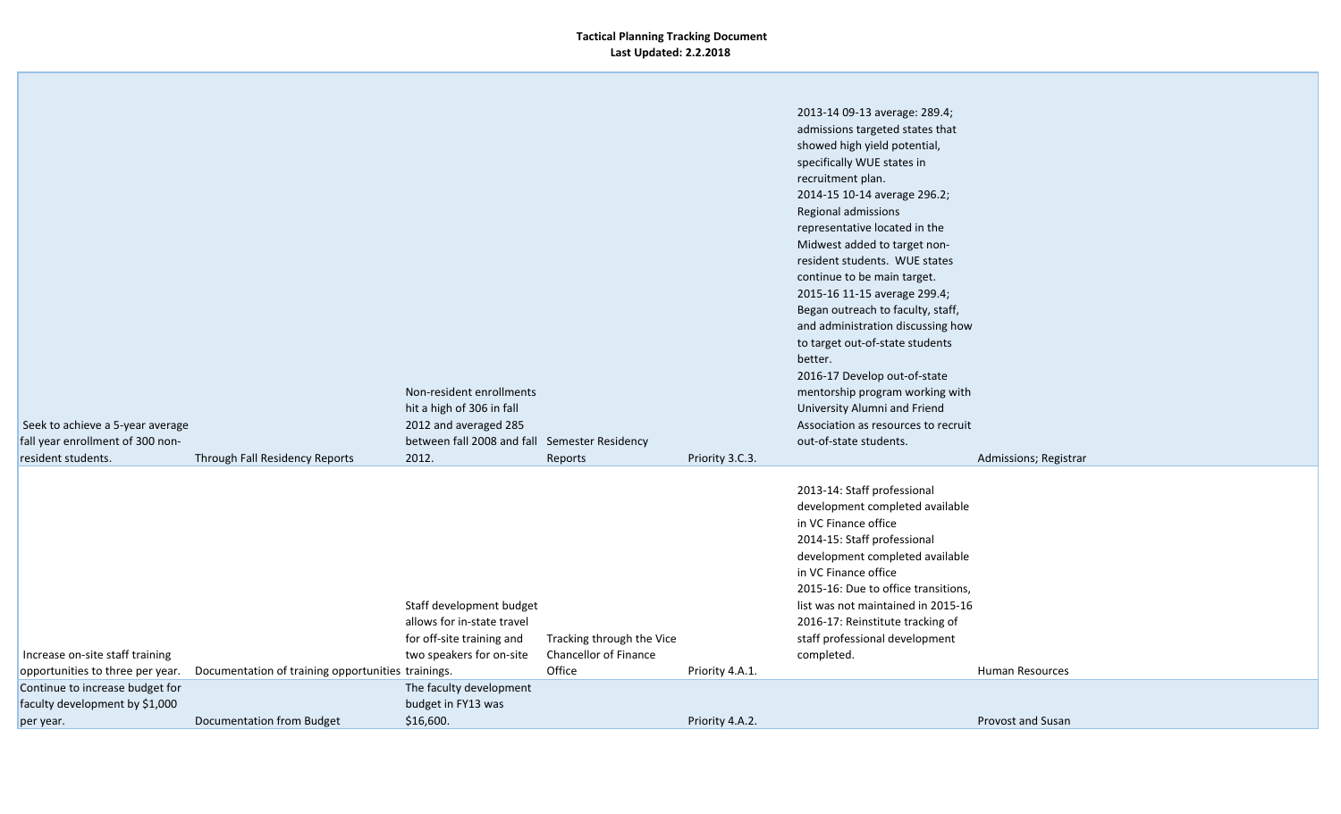**Tactical Planning Tracking Document**
**Last Updated: 2.2.2018**

| | | | | | | |
|---|---|---|---|---|---|---|
| Seek to achieve a 5-year average fall year enrollment of 300 non-resident students. | Through Fall Residency Reports | Non-resident enrollments hit a high of 306 in fall 2012 and averaged 285 between fall 2008 and fall 2012. | Semester Residency Reports | Priority 3.C.3. | 2013-14 09-13 average: 289.4; admissions targeted states that showed high yield potential, specifically WUE states in recruitment plan.<br>2014-15 10-14 average 296.2; Regional admissions representative located in the Midwest added to target non-resident students. WUE states continue to be main target.<br>2015-16 11-15 average 299.4; Began outreach to faculty, staff, and administration discussing how to target out-of-state students better.<br>2016-17 Develop out-of-state mentorship program working with University Alumni and Friend Association as resources to recruit out-of-state students. | Admissions; Registrar |
| Increase on-site staff training opportunities to three per year. | Documentation of training opportunities | Staff development budget allows for in-state travel for off-site training and two speakers for on-site trainings. | Tracking through the Vice Chancellor of Finance Office | Priority 4.A.1. | 2013-14: Staff professional development completed available in VC Finance office<br>2014-15: Staff professional development completed available in VC Finance office<br>2015-16: Due to office transitions, list was not maintained in 2015-16<br>2016-17: Reinstitute tracking of staff professional development completed. | Human Resources |
| Continue to increase budget for faculty development by $1,000 per year. | Documentation from Budget | The faculty development budget in FY13 was $16,600. | | Priority 4.A.2. | | Provost and Susan |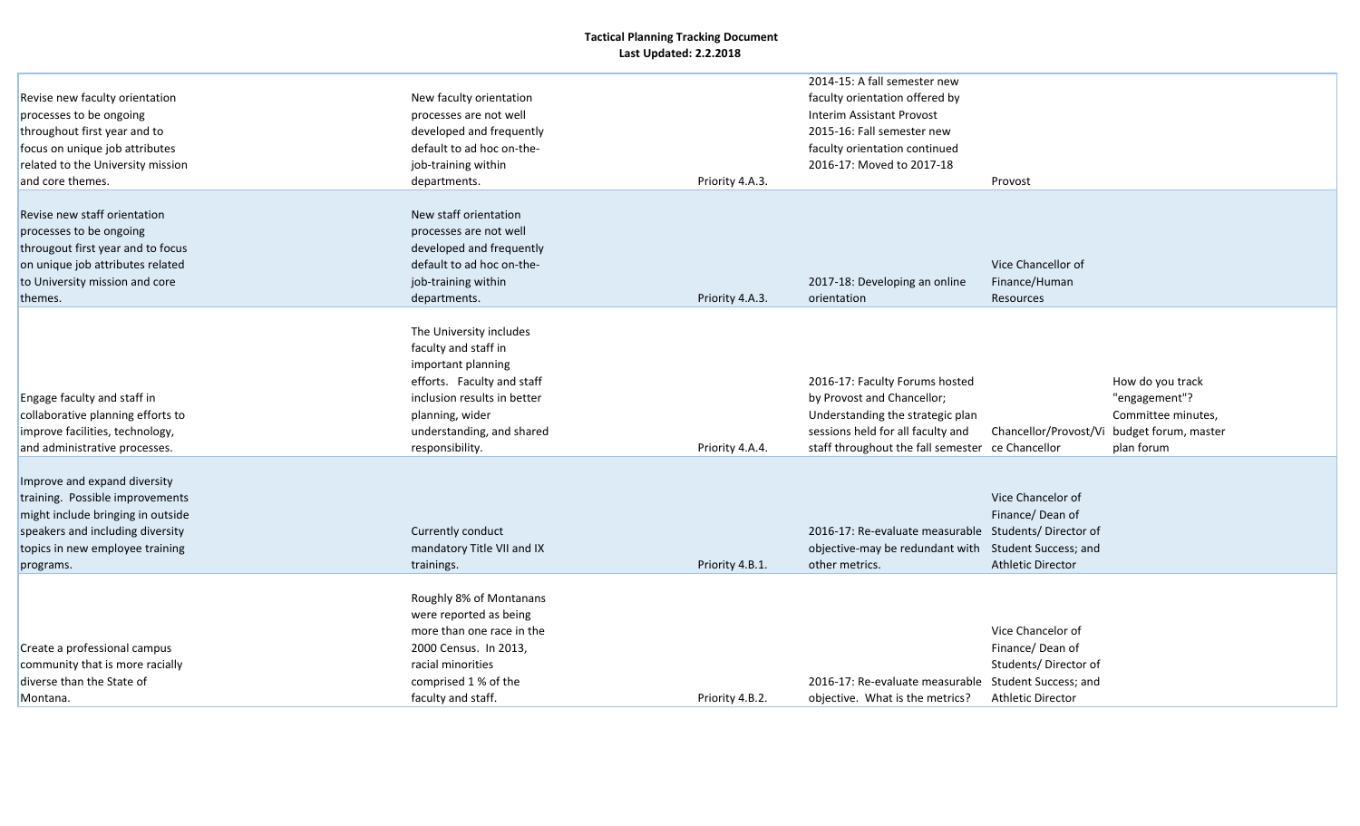**Tactical Planning Tracking Document**
**Last Updated: 2.2.2018**

| | | | | | |
|---|---|---|---|---|---|
| Revise new faculty orientation processes to be ongoing throughout first year and to focus on unique job attributes related to the University mission and core themes. | New faculty orientation processes are not well developed and frequently default to ad hoc on-the-job-training within departments. | Priority 4.A.3. | 2014-15: A fall semester new faculty orientation offered by Interim Assistant Provost 2015-16: Fall semester new faculty orientation continued 2016-17: Moved to 2017-18 | Provost | |
| Revise new staff orientation processes to be ongoing througout first year and to focus on unique job attributes related to University mission and core themes. | New staff orientation processes are not well developed and frequently default to ad hoc on-the-job-training within departments. | Priority 4.A.3. | 2017-18: Developing an online orientation | Vice Chancellor of Finance/Human Resources | |
| Engage faculty and staff in collaborative planning efforts to improve facilities, technology, and administrative processes. | The University includes faculty and staff in important planning efforts. Faculty and staff inclusion results in better planning, wider understanding, and shared responsibility. | Priority 4.A.4. | 2016-17: Faculty Forums hosted by Provost and Chancellor; Understanding the strategic plan sessions held for all faculty and staff throughout the fall semester | Chancellor/Provost/Vice Chancellor | How do you track "engagement"? Committee minutes, budget forum, master plan forum |
| Improve and expand diversity training. Possible improvements might include bringing in outside speakers and including diversity topics in new employee training programs. | Currently conduct mandatory Title VII and IX trainings. | Priority 4.B.1. | 2016-17: Re-evaluate measurable objective-may be redundant with other metrics. | Vice Chancelor of Finance/ Dean of Students/ Director of Student Success; and Athletic Director | |
| Create a professional campus community that is more racially diverse than the State of Montana. | Roughly 8% of Montanans were reported as being more than one race in the 2000 Census. In 2013, racial minorities comprised 1 % of the faculty and staff. | Priority 4.B.2. | 2016-17: Re-evaluate measurable objective. What is the metrics? | Vice Chancelor of Finance/ Dean of Students/ Director of Student Success; and Athletic Director | |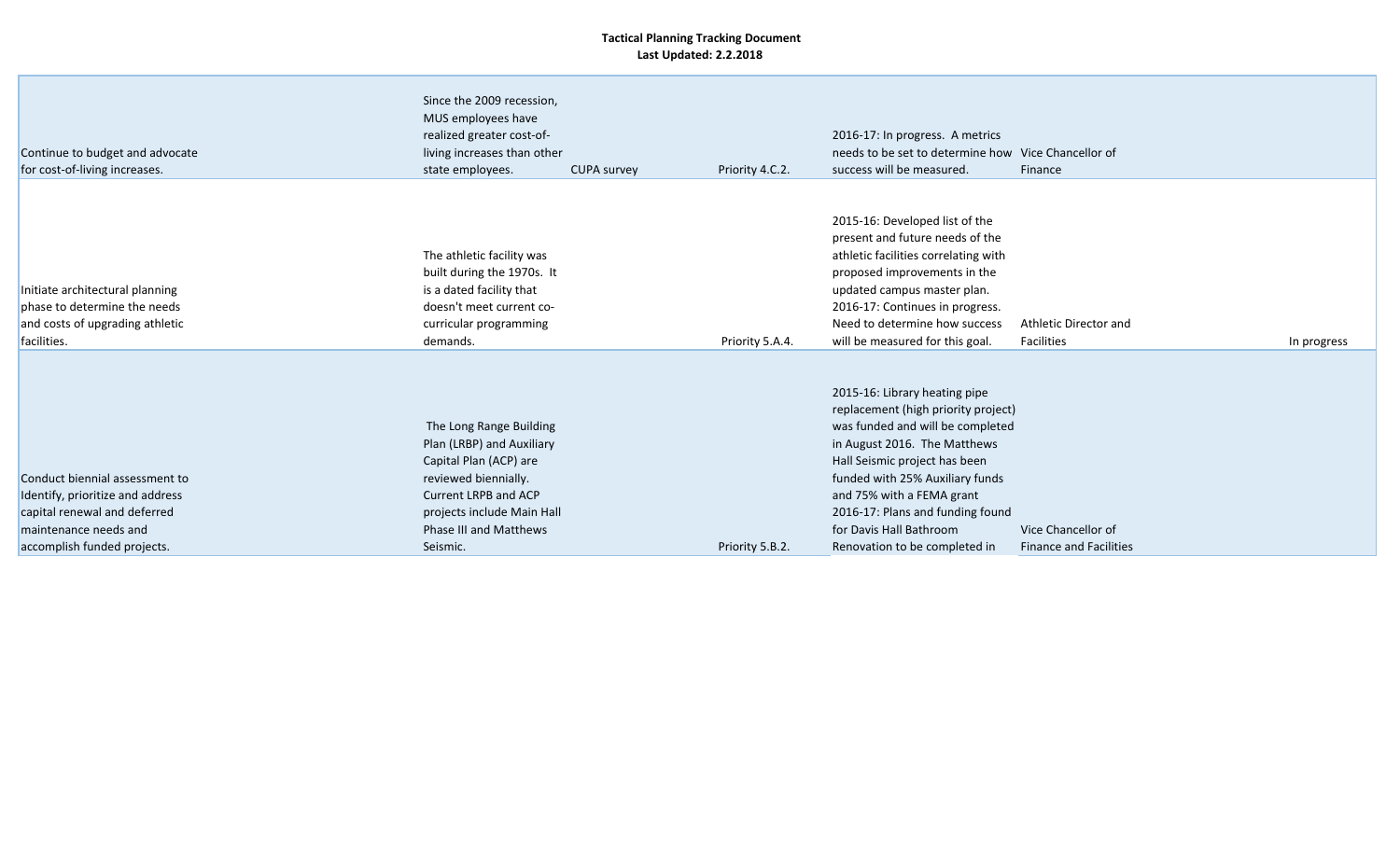**Tactical Planning Tracking Document**
**Last Updated: 2.2.2018**

| | | | | | | |
|---|---|---|---|---|---|---|
| Continue to budget and advocate for cost-of-living increases. | Since the 2009 recession, MUS employees have realized greater cost-of-living increases than other state employees. | CUPA survey | Priority 4.C.2. | 2016-17: In progress. A metrics needs to be set to determine how success will be measured. | Vice Chancellor of Finance | |
| Initiate architectural planning phase to determine the needs and costs of upgrading athletic facilities. | The athletic facility was built during the 1970s. It is a dated facility that doesn't meet current co-curricular programming demands. | | Priority 5.A.4. | 2015-16: Developed list of the present and future needs of the athletic facilities correlating with proposed improvements in the updated campus master plan. 2016-17: Continues in progress. Need to determine how success will be measured for this goal. | Athletic Director and Facilities | In progress |
| Conduct biennial assessment to Identify, prioritize and address capital renewal and deferred maintenance needs and accomplish funded projects. | The Long Range Building Plan (LRBP) and Auxiliary Capital Plan (ACP) are reviewed biennially. Current LRPB and ACP projects include Main Hall Phase III and Matthews Seismic. | | Priority 5.B.2. | 2015-16: Library heating pipe replacement (high priority project) was funded and will be completed in August 2016. The Matthews Hall Seismic project has been funded with 25% Auxiliary funds and 75% with a FEMA grant 2016-17: Plans and funding found for Davis Hall Bathroom Renovation to be completed in | Vice Chancellor of Finance and Facilities | |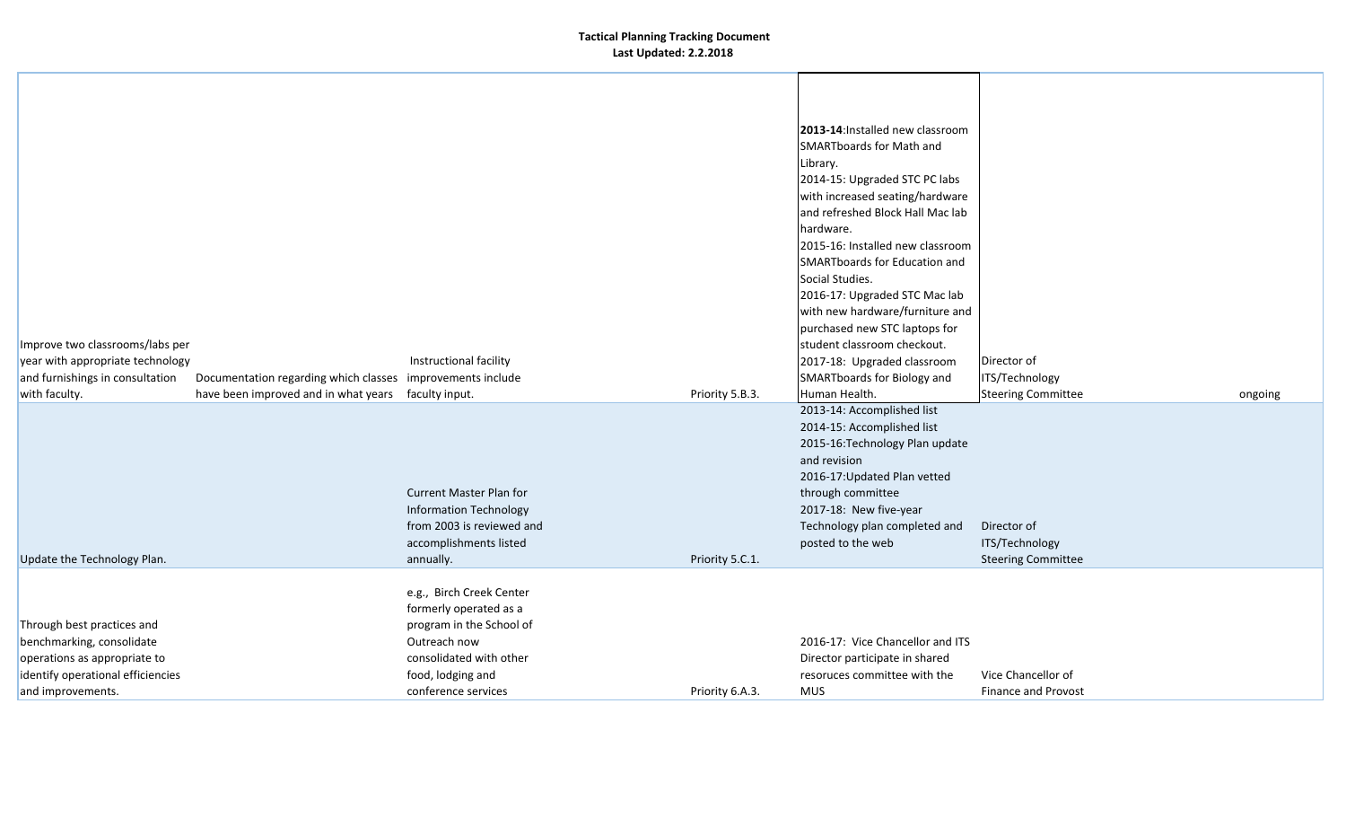**Tactical Planning Tracking Document**
**Last Updated: 2.2.2018**

| | | | | | | |
|---|---|---|---|---|---|---|
| Improve two classrooms/labs per year with appropriate technology and furnishings in consultation with faculty. | Documentation regarding which classes have been improved and in what years | Instructional facility improvements include faculty input. | Priority 5.B.3. | **2013-14**:Installed new classroom SMARTboards for Math and Library.<br>2014-15: Upgraded STC PC labs with increased seating/hardware and refreshed Block Hall Mac lab hardware.<br>2015-16: Installed new classroom SMARTboards for Education and Social Studies.<br>2016-17: Upgraded STC Mac lab with new hardware/furniture and purchased new STC laptops for student classroom checkout.<br>2017-18: Upgraded classroom SMARTboards for Biology and Human Health. | Director of ITS/Technology Steering Committee | ongoing |
| Update the Technology Plan. | | Current Master Plan for Information Technology from 2003 is reviewed and accomplishments listed annually. | Priority 5.C.1. | 2013-14: Accomplished list<br>2014-15: Accomplished list<br>2015-16:Technology Plan update and revision<br>2016-17:Updated Plan vetted through committee<br>2017-18: New five-year Technology plan completed and posted to the web | Director of ITS/Technology Steering Committee | |
| Through best practices and benchmarking, consolidate operations as appropriate to identify operational efficiencies and improvements. | | e.g., Birch Creek Center formerly operated as a program in the School of Outreach now consolidated with other food, lodging and conference services | Priority 6.A.3. | 2016-17: Vice Chancellor and ITS Director participate in shared resoruces committee with the MUS | Vice Chancellor of Finance and Provost | |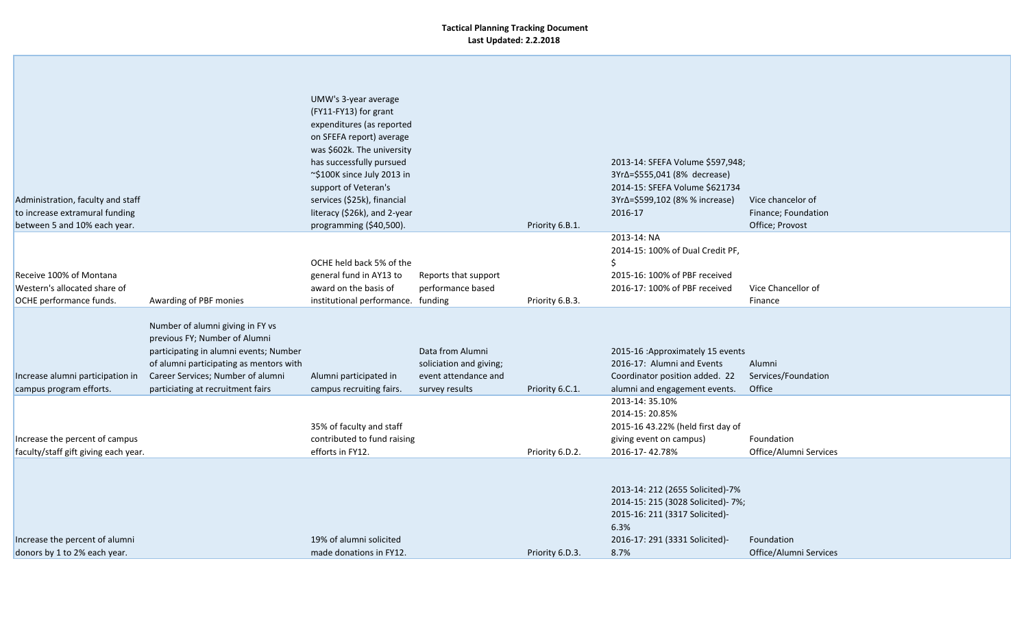**Tactical Planning Tracking Document**
**Last Updated: 2.2.2018**

| | | | | | | |
|---|---|---|---|---|---|---|
| Administration, faculty and staff to increase extramural funding between 5 and 10% each year. | | UMW's 3-year average (FY11-FY13) for grant expenditures (as reported on SFEFA report) average was $602k. The university has successfully pursued ~$100K since July 2013 in support of Veteran's services ($25k), financial literacy ($26k), and 2-year programming ($40,500). | | Priority 6.B.1. | 2013-14: SFEFA Volume $597,948; 3YrΔ=$555,041 (8% decrease) 2014-15: SFEFA Volume $621734 3YrΔ=$599,102 (8% % increase) 2016-17 | Vice chancelor of Finance; Foundation Office; Provost |
| Receive 100% of Montana Western's allocated share of OCHE performance funds. | Awarding of PBF monies | OCHE held back 5% of the general fund in AY13 to award on the basis of institutional performance. | Reports that support performance based funding | Priority 6.B.3. | 2013-14: NA 2014-15: 100% of Dual Credit PF, $ 2015-16: 100% of PBF received 2016-17: 100% of PBF received | Vice Chancellor of Finance |
| Increase alumni participation in campus program efforts. | Number of alumni giving in FY vs previous FY; Number of Alumni participating in alumni events; Number of alumni participating as mentors with Career Services; Number of alumni particiating at recruitment fairs | Alumni participated in campus recruiting fairs. | Data from Alumni soliciation and giving; event attendance and survey results | Priority 6.C.1. | 2015-16 :Approximately 15 events 2016-17: Alumni and Events Coordinator position added. 22 alumni and engagement events. | Alumni Services/Foundation Office |
| Increase the percent of campus faculty/staff gift giving each year. | | 35% of faculty and staff contributed to fund raising efforts in FY12. | | Priority 6.D.2. | 2013-14: 35.10% 2014-15: 20.85% 2015-16 43.22% (held first day of giving event on campus) 2016-17- 42.78% | Foundation Office/Alumni Services |
| Increase the percent of alumni donors by 1 to 2% each year. | | 19% of alumni solicited made donations in FY12. | | Priority 6.D.3. | 2013-14: 212 (2655 Solicited)-7% 2014-15: 215 (3028 Solicited)- 7%; 2015-16: 211 (3317 Solicited)- 6.3% 2016-17: 291 (3331 Solicited)- 8.7% | Foundation Office/Alumni Services |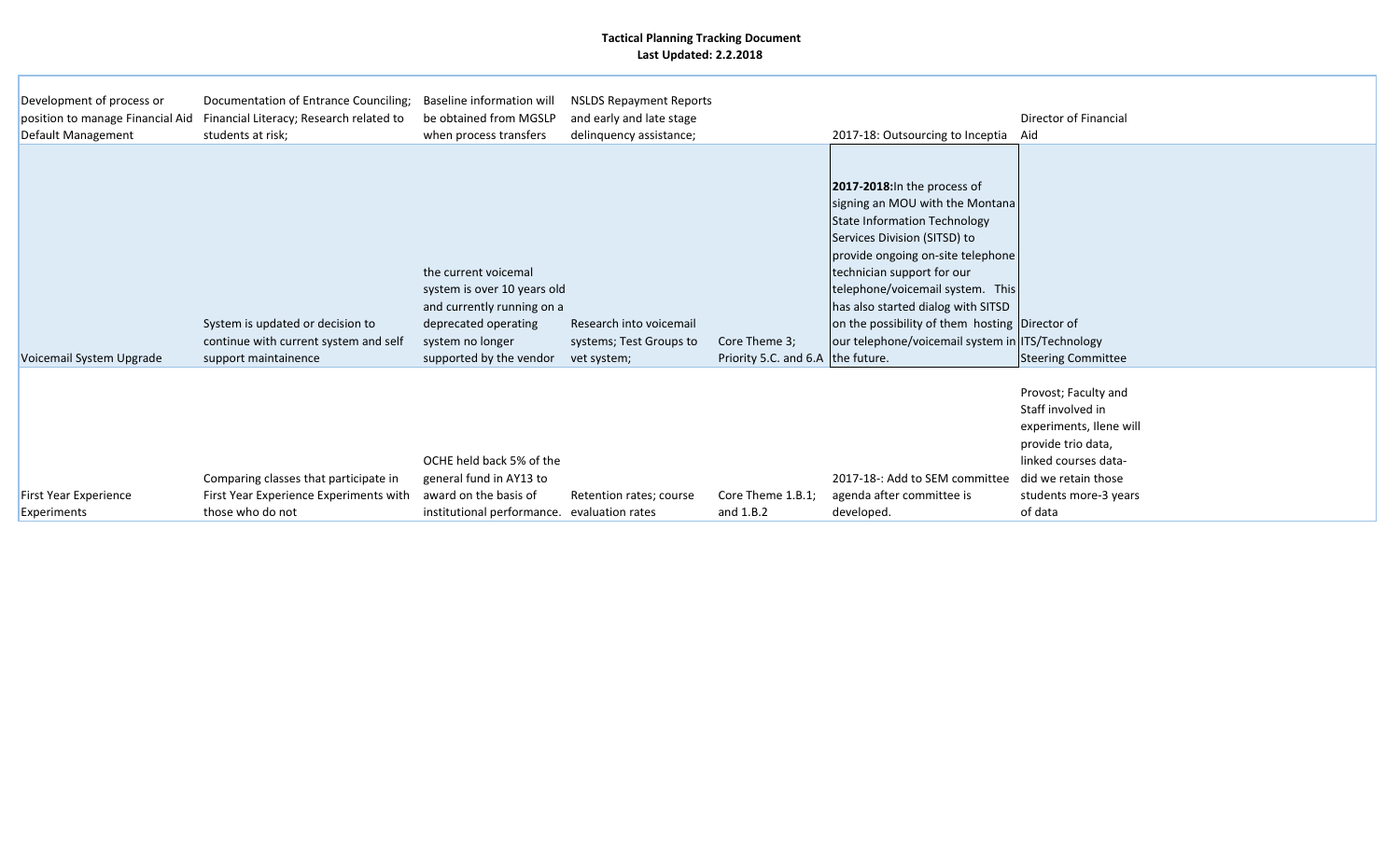**Tactical Planning Tracking Document**
**Last Updated: 2.2.2018**

| | | | | | | |
|---|---|---|---|---|---|---|
| Development of process or position to manage Financial Aid Default Management | Documentation of Entrance Counciling; Financial Literacy; Research related to students at risk; | Baseline information will be obtained from MGSLP when process transfers | NSLDS Repayment Reports and early and late stage delinquency assistance; | | 2017-18: Outsourcing to Inceptia | Director of Financial Aid |
| Voicemail System Upgrade | System is updated or decision to continue with current system and self support maintainence | the current voicemal system is over 10 years old and currently running on a deprecated operating system no longer supported by the vendor | Research into voicemail systems; Test Groups to vet system; | Core Theme 3; Priority 5.C. and 6.A | **2017-2018:** In the process of signing an MOU with the Montana State Information Technology Services Division (SITSD) to provide ongoing on-site telephone technician support for our telephone/voicemail system. This has also started dialog with SITSD on the possibility of them hosting our telephone/voicemail system in the future. | Director of ITS/Technology Steering Committee |
| First Year Experience Experiments | Comparing classes that participate in First Year Experience Experiments with those who do not | OCHE held back 5% of the general fund in AY13 to award on the basis of institutional performance. | Retention rates; course evaluation rates | Core Theme 1.B.1; and 1.B.2 | 2017-18-: Add to SEM committee agenda after committee is developed. | Provost; Faculty and Staff involved in experiments, Ilene will provide trio data, linked courses data- did we retain those students more-3 years of data |